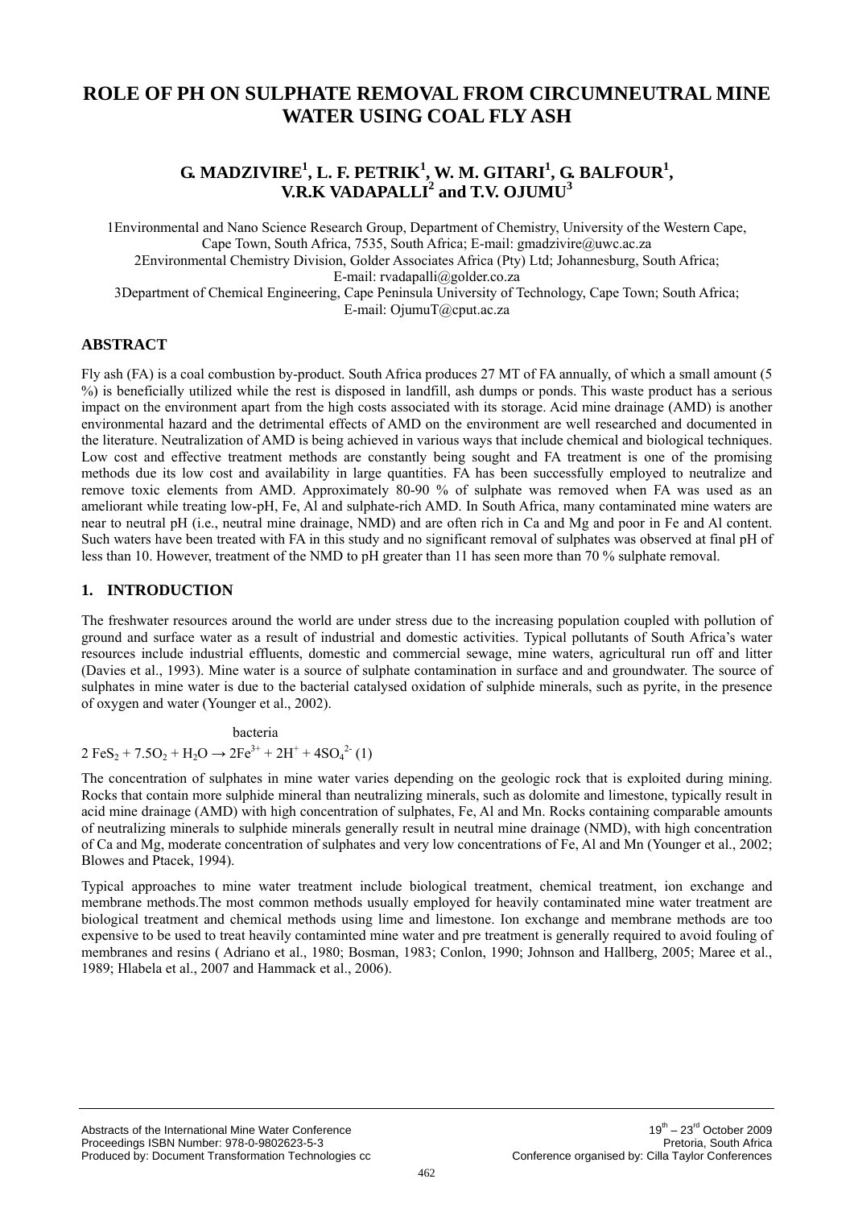# ROLE OF PH ON SULPHATE REMOVAL FROM CIRCUMNEUTRAL MINE WATER USING COAL FLY ASH

## G. MADZIVIRE[1], L. F. PETRIK[1], W. M. GITARI[1], G. BALFOUR[1], V.R.K VADAPALLI[2] and T.V. OJUMU[3]

1Environmental and Nano Science Research Group, Department of Chemistry, University of the Western Cape, Cape Town, South Africa, 7535, South Africa; E-mail: gmadzivire@uwc.ac.za
2Environmental Chemistry Division, Golder Associates Africa (Pty) Ltd; Johannesburg, South Africa; E-mail: rvadapalli@golder.co.za
3Department of Chemical Engineering, Cape Peninsula University of Technology, Cape Town; South Africa; E-mail: OjumuT@cput.ac.za

## ABSTRACT

Fly ash (FA) is a coal combustion by-product. South Africa produces 27 MT of FA annually, of which a small amount (5 %) is beneficially utilized while the rest is disposed in landfill, ash dumps or ponds. This waste product has a serious impact on the environment apart from the high costs associated with its storage. Acid mine drainage (AMD) is another environmental hazard and the detrimental effects of AMD on the environment are well researched and documented in the literature. Neutralization of AMD is being achieved in various ways that include chemical and biological techniques. Low cost and effective treatment methods are constantly being sought and FA treatment is one of the promising methods due its low cost and availability in large quantities. FA has been successfully employed to neutralize and remove toxic elements from AMD. Approximately 80-90 % of sulphate was removed when FA was used as an ameliorant while treating low-pH, Fe, Al and sulphate-rich AMD. In South Africa, many contaminated mine waters are near to neutral pH (i.e., neutral mine drainage, NMD) and are often rich in Ca and Mg and poor in Fe and Al content. Such waters have been treated with FA in this study and no significant removal of sulphates was observed at final pH of less than 10. However, treatment of the NMD to pH greater than 11 has seen more than 70 % sulphate removal.

## 1. INTRODUCTION

The freshwater resources around the world are under stress due to the increasing population coupled with pollution of ground and surface water as a result of industrial and domestic activities. Typical pollutants of South Africa's water resources include industrial effluents, domestic and commercial sewage, mine waters, agricultural run off and litter (Davies et al., 1993). Mine water is a source of sulphate contamination in surface and and groundwater. The source of sulphates in mine water is due to the bacterial catalysed oxidation of sulphide minerals, such as pyrite, in the presence of oxygen and water (Younger et al., 2002).

$$2\,FeS_2 + 7.5O_2 + H_2O \xrightarrow{\text{bacteria}} 2Fe^{3+} + 2H^+ + 4SO_4^{2-} \quad (1)$$

The concentration of sulphates in mine water varies depending on the geologic rock that is exploited during mining. Rocks that contain more sulphide mineral than neutralizing minerals, such as dolomite and limestone, typically result in acid mine drainage (AMD) with high concentration of sulphates, Fe, Al and Mn. Rocks containing comparable amounts of neutralizing minerals to sulphide minerals generally result in neutral mine drainage (NMD), with high concentration of Ca and Mg, moderate concentration of sulphates and very low concentrations of Fe, Al and Mn (Younger et al., 2002; Blowes and Ptacek, 1994).

Typical approaches to mine water treatment include biological treatment, chemical treatment, ion exchange and membrane methods.The most common methods usually employed for heavily contaminated mine water treatment are biological treatment and chemical methods using lime and limestone. Ion exchange and membrane methods are too expensive to be used to treat heavily contaminted mine water and pre treatment is generally required to avoid fouling of membranes and resins ( Adriano et al., 1980; Bosman, 1983; Conlon, 1990; Johnson and Hallberg, 2005; Maree et al., 1989; Hlabela et al., 2007 and Hammack et al., 2006).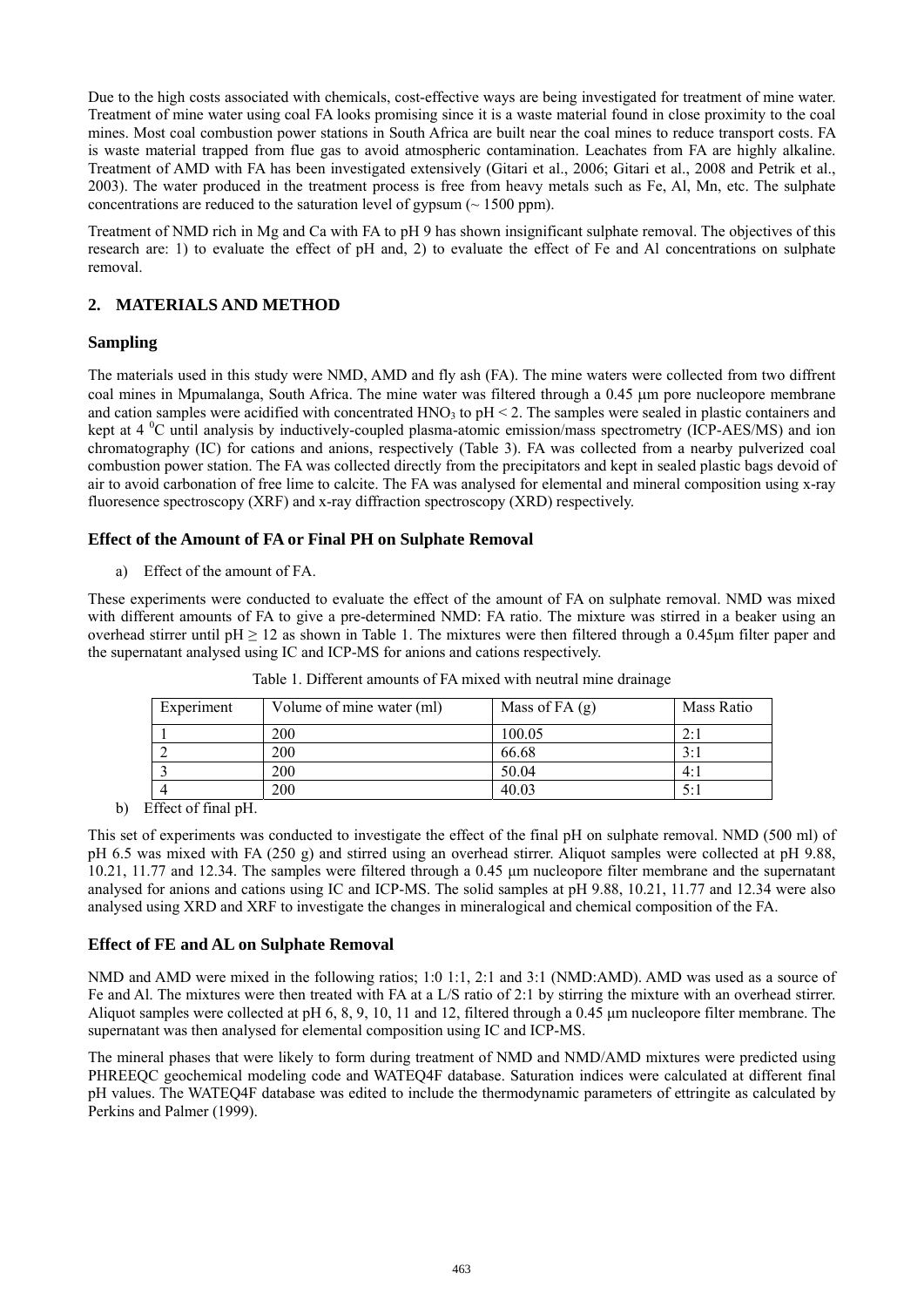Due to the high costs associated with chemicals, cost-effective ways are being investigated for treatment of mine water. Treatment of mine water using coal FA looks promising since it is a waste material found in close proximity to the coal mines. Most coal combustion power stations in South Africa are built near the coal mines to reduce transport costs. FA is waste material trapped from flue gas to avoid atmospheric contamination. Leachates from FA are highly alkaline. Treatment of AMD with FA has been investigated extensively (Gitari et al., 2006; Gitari et al., 2008 and Petrik et al., 2003). The water produced in the treatment process is free from heavy metals such as Fe, Al, Mn, etc. The sulphate concentrations are reduced to the saturation level of gypsum (~ 1500 ppm).

Treatment of NMD rich in Mg and Ca with FA to pH 9 has shown insignificant sulphate removal. The objectives of this research are: 1) to evaluate the effect of pH and, 2) to evaluate the effect of Fe and Al concentrations on sulphate removal.

## 2. MATERIALS AND METHOD

### Sampling

The materials used in this study were NMD, AMD and fly ash (FA). The mine waters were collected from two diffrent coal mines in Mpumalanga, South Africa. The mine water was filtered through a 0.45 µm pore nucleopore membrane and cation samples were acidified with concentrated $HNO_3$ to pH < 2. The samples were sealed in plastic containers and kept at 4 $^0$C until analysis by inductively-coupled plasma-atomic emission/mass spectrometry (ICP-AES/MS) and ion chromatography (IC) for cations and anions, respectively (Table 3). FA was collected from a nearby pulverized coal combustion power station. The FA was collected directly from the precipitators and kept in sealed plastic bags devoid of air to avoid carbonation of free lime to calcite. The FA was analysed for elemental and mineral composition using x-ray fluoresence spectroscopy (XRF) and x-ray diffraction spectroscopy (XRD) respectively.

### Effect of the Amount of FA or Final PH on Sulphate Removal

a) Effect of the amount of FA.

These experiments were conducted to evaluate the effect of the amount of FA on sulphate removal. NMD was mixed with different amounts of FA to give a pre-determined NMD: FA ratio. The mixture was stirred in a beaker using an overhead stirrer until pH ≥ 12 as shown in Table 1. The mixtures were then filtered through a 0.45µm filter paper and the supernatant analysed using IC and ICP-MS for anions and cations respectively.

Table 1. Different amounts of FA mixed with neutral mine drainage

| Experiment | Volume of mine water (ml) | Mass of FA (g) | Mass Ratio |
|---|---|---|---|
| 1 | 200 | 100.05 | 2:1 |
| 2 | 200 | 66.68 | 3:1 |
| 3 | 200 | 50.04 | 4:1 |
| 4 | 200 | 40.03 | 5:1 |

b) Effect of final pH.

This set of experiments was conducted to investigate the effect of the final pH on sulphate removal. NMD (500 ml) of pH 6.5 was mixed with FA (250 g) and stirred using an overhead stirrer. Aliquot samples were collected at pH 9.88, 10.21, 11.77 and 12.34. The samples were filtered through a 0.45 µm nucleopore filter membrane and the supernatant analysed for anions and cations using IC and ICP-MS. The solid samples at pH 9.88, 10.21, 11.77 and 12.34 were also analysed using XRD and XRF to investigate the changes in mineralogical and chemical composition of the FA.

### Effect of FE and AL on Sulphate Removal

NMD and AMD were mixed in the following ratios; 1:0 1:1, 2:1 and 3:1 (NMD:AMD). AMD was used as a source of Fe and Al. The mixtures were then treated with FA at a L/S ratio of 2:1 by stirring the mixture with an overhead stirrer. Aliquot samples were collected at pH 6, 8, 9, 10, 11 and 12, filtered through a 0.45 µm nucleopore filter membrane. The supernatant was then analysed for elemental composition using IC and ICP-MS.

The mineral phases that were likely to form during treatment of NMD and NMD/AMD mixtures were predicted using PHREEQC geochemical modeling code and WATEQ4F database. Saturation indices were calculated at different final pH values. The WATEQ4F database was edited to include the thermodynamic parameters of ettringite as calculated by Perkins and Palmer (1999).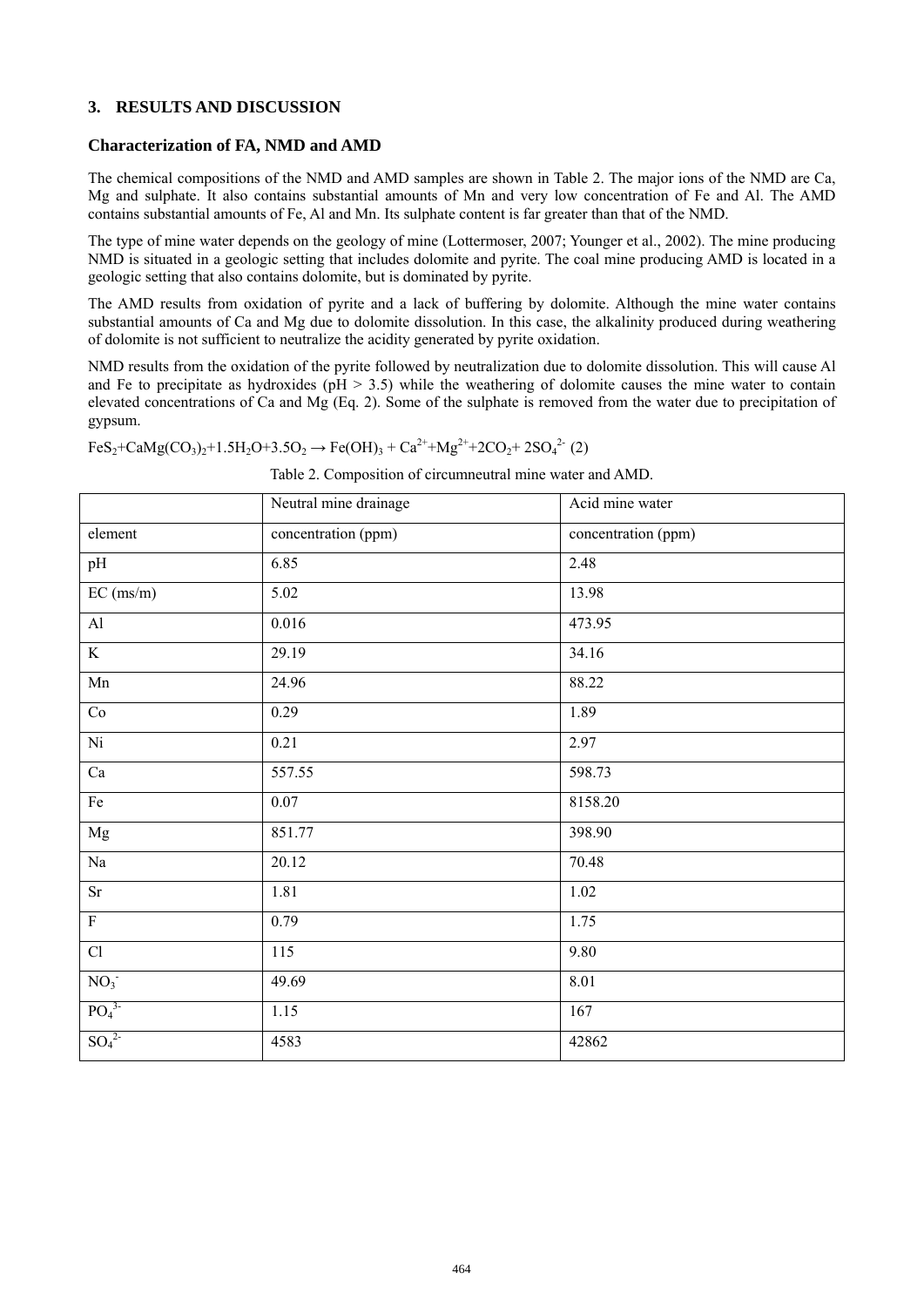## 3. RESULTS AND DISCUSSION

### Characterization of FA, NMD and AMD

The chemical compositions of the NMD and AMD samples are shown in Table 2. The major ions of the NMD are Ca, Mg and sulphate. It also contains substantial amounts of Mn and very low concentration of Fe and Al. The AMD contains substantial amounts of Fe, Al and Mn. Its sulphate content is far greater than that of the NMD.

The type of mine water depends on the geology of mine (Lottermoser, 2007; Younger et al., 2002). The mine producing NMD is situated in a geologic setting that includes dolomite and pyrite. The coal mine producing AMD is located in a geologic setting that also contains dolomite, but is dominated by pyrite.

The AMD results from oxidation of pyrite and a lack of buffering by dolomite. Although the mine water contains substantial amounts of Ca and Mg due to dolomite dissolution. In this case, the alkalinity produced during weathering of dolomite is not sufficient to neutralize the acidity generated by pyrite oxidation.

NMD results from the oxidation of the pyrite followed by neutralization due to dolomite dissolution. This will cause Al and Fe to precipitate as hydroxides (pH > 3.5) while the weathering of dolomite causes the mine water to contain elevated concentrations of Ca and Mg (Eq. 2). Some of the sulphate is removed from the water due to precipitation of gypsum.

$$FeS_2+CaMg(CO_3)_2+1.5H_2O+3.5O_2 \rightarrow Fe(OH)_3 + Ca^{2+}+Mg^{2+}+2CO_2+ 2SO_4^{2-} \quad (2)$$

Table 2. Composition of circumneutral mine water and AMD.

| | Neutral mine drainage | Acid mine water |
|---|---|---|
| element | concentration (ppm) | concentration (ppm) |
| pH | 6.85 | 2.48 |
| EC (ms/m) | 5.02 | 13.98 |
| Al | 0.016 | 473.95 |
| K | 29.19 | 34.16 |
| Mn | 24.96 | 88.22 |
| Co | 0.29 | 1.89 |
| Ni | 0.21 | 2.97 |
| Ca | 557.55 | 598.73 |
| Fe | 0.07 | 8158.20 |
| Mg | 851.77 | 398.90 |
| Na | 20.12 | 70.48 |
| Sr | 1.81 | 1.02 |
| F | 0.79 | 1.75 |
| Cl | 115 | 9.80 |
| $NO_3^-$ | 49.69 | 8.01 |
| $PO_4^{3-}$ | 1.15 | 167 |
| $SO_4^{2-}$ | 4583 | 42862 |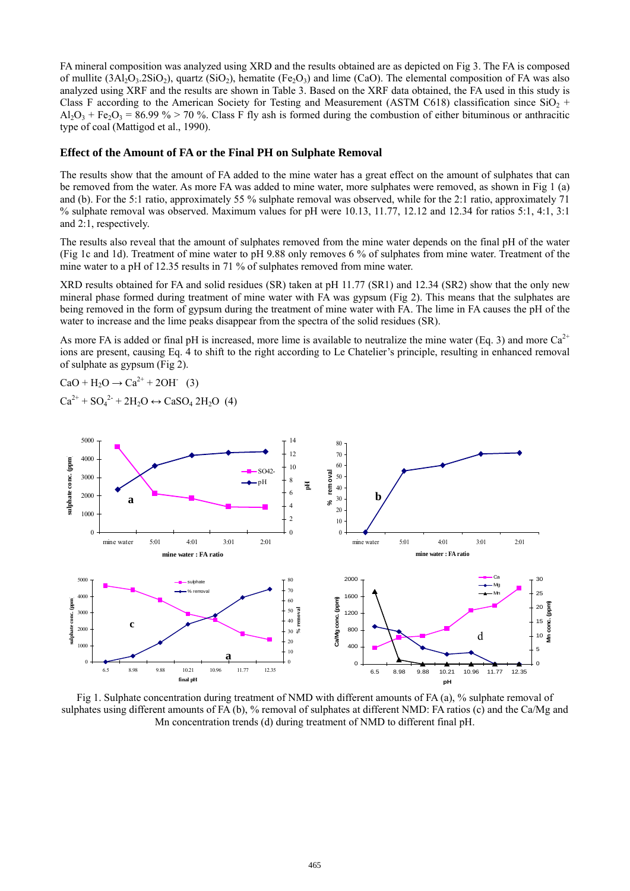FA mineral composition was analyzed using XRD and the results obtained are as depicted on Fig 3. The FA is composed of mullite ($3Al_2O_3.2SiO_2$), quartz ($SiO_2$), hematite ($Fe_2O_3$) and lime (CaO). The elemental composition of FA was also analyzed using XRF and the results are shown in Table 3. Based on the XRF data obtained, the FA used in this study is Class F according to the American Society for Testing and Measurement (ASTM C618) classification since $SiO_2$ + $Al_2O_3$ + $Fe_2O_3$ = 86.99 % > 70 %. Class F fly ash is formed during the combustion of either bituminous or anthracitic type of coal (Mattigod et al., 1990).

## Effect of the Amount of FA or the Final PH on Sulphate Removal

The results show that the amount of FA added to the mine water has a great effect on the amount of sulphates that can be removed from the water. As more FA was added to mine water, more sulphates were removed, as shown in Fig 1 (a) and (b). For the 5:1 ratio, approximately 55 % sulphate removal was observed, while for the 2:1 ratio, approximately 71 % sulphate removal was observed. Maximum values for pH were 10.13, 11.77, 12.12 and 12.34 for ratios 5:1, 4:1, 3:1 and 2:1, respectively.

The results also reveal that the amount of sulphates removed from the mine water depends on the final pH of the water (Fig 1c and 1d). Treatment of mine water to pH 9.88 only removes 6 % of sulphates from mine water. Treatment of the mine water to a pH of 12.35 results in 71 % of sulphates removed from mine water.

XRD results obtained for FA and solid residues (SR) taken at pH 11.77 (SR1) and 12.34 (SR2) show that the only new mineral phase formed during treatment of mine water with FA was gypsum (Fig 2). This means that the sulphates are being removed in the form of gypsum during the treatment of mine water with FA. The lime in FA causes the pH of the water to increase and the lime peaks disappear from the spectra of the solid residues (SR).

As more FA is added or final pH is increased, more lime is available to neutralize the mine water (Eq. 3) and more $Ca^{2+}$ ions are present, causing Eq. 4 to shift to the right according to Le Chatelier's principle, resulting in enhanced removal of sulphate as gypsum (Fig 2).

$$CaO + H_2O \rightarrow Ca^{2+} + 2OH^- \quad (3)$$

$$Ca^{2+} + SO_4^{2-} + 2H_2O \leftrightarrow CaSO_4\,2H_2O \quad (4)$$

Fig 1. Sulphate concentration during treatment of NMD with different amounts of FA (a), % sulphate removal of sulphates using different amounts of FA (b), % removal of sulphates at different NMD: FA ratios (c) and the Ca/Mg and Mn concentration trends (d) during treatment of NMD to different final pH.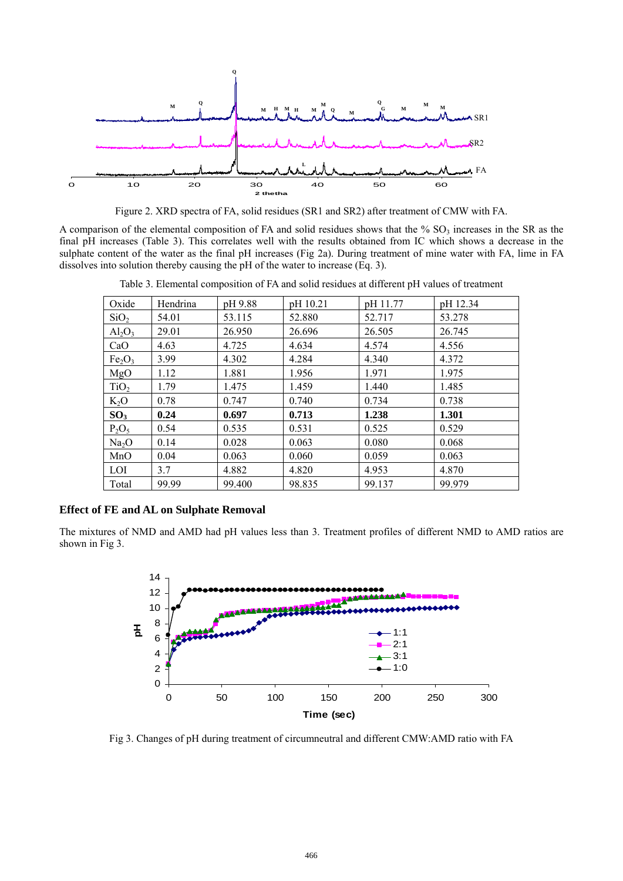Figure 2. XRD spectra of FA, solid residues (SR1 and SR2) after treatment of CMW with FA.

A comparison of the elemental composition of FA and solid residues shows that the % $SO_3$ increases in the SR as the final pH increases (Table 3). This correlates well with the results obtained from IC which shows a decrease in the sulphate content of the water as the final pH increases (Fig 2a). During treatment of mine water with FA, lime in FA dissolves into solution thereby causing the pH of the water to increase (Eq. 3).

Table 3. Elemental composition of FA and solid residues at different pH values of treatment

| Oxide | Hendrina | pH 9.88 | pH 10.21 | pH 11.77 | pH 12.34 |
|---|---|---|---|---|---|
| $SiO_2$ | 54.01 | 53.115 | 52.880 | 52.717 | 53.278 |
| $Al_2O_3$ | 29.01 | 26.950 | 26.696 | 26.505 | 26.745 |
| CaO | 4.63 | 4.725 | 4.634 | 4.574 | 4.556 |
| $Fe_2O_3$ | 3.99 | 4.302 | 4.284 | 4.340 | 4.372 |
| MgO | 1.12 | 1.881 | 1.956 | 1.971 | 1.975 |
| $TiO_2$ | 1.79 | 1.475 | 1.459 | 1.440 | 1.485 |
| $K_2O$ | 0.78 | 0.747 | 0.740 | 0.734 | 0.738 |
| **$SO_3$** | **0.24** | **0.697** | **0.713** | **1.238** | **1.301** |
| $P_2O_5$ | 0.54 | 0.535 | 0.531 | 0.525 | 0.529 |
| $Na_2O$ | 0.14 | 0.028 | 0.063 | 0.080 | 0.068 |
| MnO | 0.04 | 0.063 | 0.060 | 0.059 | 0.063 |
| LOI | 3.7 | 4.882 | 4.820 | 4.953 | 4.870 |
| Total | 99.99 | 99.400 | 98.835 | 99.137 | 99.979 |

### Effect of FE and AL on Sulphate Removal

The mixtures of NMD and AMD had pH values less than 3. Treatment profiles of different NMD to AMD ratios are shown in Fig 3.

Fig 3. Changes of pH during treatment of circumneutral and different CMW:AMD ratio with FA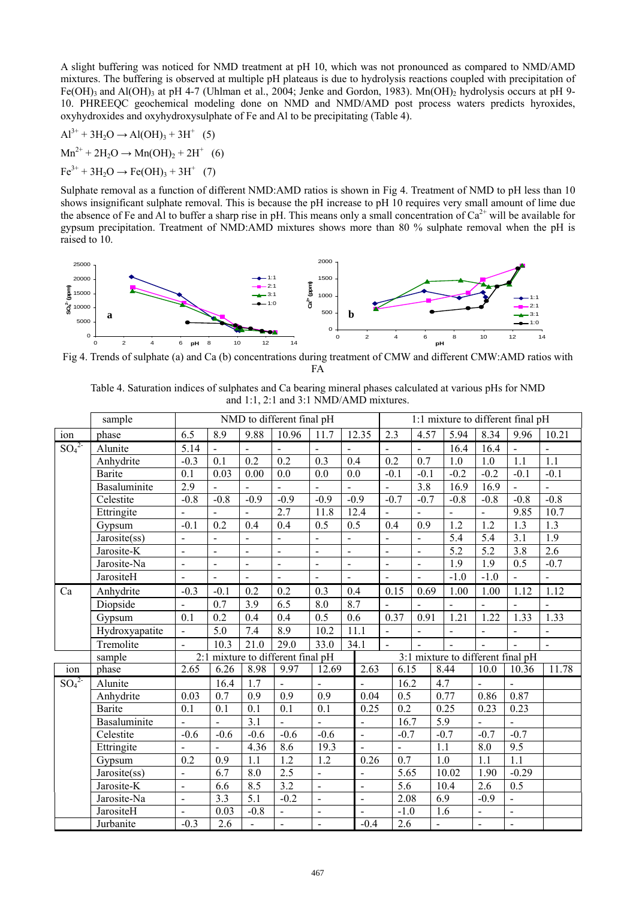A slight buffering was noticed for NMD treatment at pH 10, which was not pronounced as compared to NMD/AMD mixtures. The buffering is observed at multiple pH plateaus is due to hydrolysis reactions coupled with precipitation of $Fe(OH)_3$ and $Al(OH)_3$ at pH 4-7 (Uhlman et al., 2004; Jenke and Gordon, 1983). $Mn(OH)_2$ hydrolysis occurs at pH 9-10. PHREEQC geochemical modeling done on NMD and NMD/AMD post process waters predicts hyroxides, oxyhydroxides and oxyhydroxysulphate of Fe and Al to be precipitating (Table 4).

$$Al^{3+} + 3H_2O \rightarrow Al(OH)_3 + 3H^+ \quad (5)$$

$$Mn^{2+} + 2H_2O \rightarrow Mn(OH)_2 + 2H^+ \quad (6)$$

$$Fe^{3+} + 3H_2O \rightarrow Fe(OH)_3 + 3H^+ \quad (7)$$

Sulphate removal as a function of different NMD:AMD ratios is shown in Fig 4. Treatment of NMD to pH less than 10 shows insignificant sulphate removal. This is because the pH increase to pH 10 requires very small amount of lime due the absence of Fe and Al to buffer a sharp rise in pH. This means only a small concentration of $Ca^{2+}$ will be available for gypsum precipitation. Treatment of NMD:AMD mixtures shows more than 80 % sulphate removal when the pH is raised to 10.

Fig 4. Trends of sulphate (a) and Ca (b) concentrations during treatment of CMW and different CMW:AMD ratios with FA

Table 4. Saturation indices of sulphates and Ca bearing mineral phases calculated at various pHs for NMD and 1:1, 2:1 and 3:1 NMD/AMD mixtures.

| | sample | NMD to different final pH | | | | | | 1:1 mixture to different final pH | | | | | |
|---|---|---|---|---|---|---|---|---|---|---|---|---|---|
| ion | phase | 6.5 | 8.9 | 9.88 | 10.96 | 11.7 | 12.35 | 2.3 | 4.57 | 5.94 | 8.34 | 9.96 | 10.21 |
| $SO_4^{2-}$ | Alunite | 5.14 | - | - | - | - | - | - | - | 16.4 | 16.4 | - | - |
| | Anhydrite | -0.3 | 0.1 | 0.2 | 0.2 | 0.3 | 0.4 | 0.2 | 0.7 | 1.0 | 1.0 | 1.1 | 1.1 |
| | Barite | 0.1 | 0.03 | 0.00 | 0.0 | 0.0 | 0.0 | -0.1 | -0.1 | -0.2 | -0.2 | -0.1 | -0.1 |
| | Basaluminite | 2.9 | - | - | - | - | - | - | 3.8 | 16.9 | 16.9 | - | - |
| | Celestite | -0.8 | -0.8 | -0.9 | -0.9 | -0.9 | -0.9 | -0.7 | -0.7 | -0.8 | -0.8 | -0.8 | -0.8 |
| | Ettringite | - | - | - | 2.7 | 11.8 | 12.4 | - | - | - | - | 9.85 | 10.7 |
| | Gypsum | -0.1 | 0.2 | 0.4 | 0.4 | 0.5 | 0.5 | 0.4 | 0.9 | 1.2 | 1.2 | 1.3 | 1.3 |
| | Jarosite(ss) | - | - | - | - | - | - | - | - | 5.4 | 5.4 | 3.1 | 1.9 |
| | Jarosite-K | - | - | - | - | - | - | - | - | 5.2 | 5.2 | 3.8 | 2.6 |
| | Jarosite-Na | - | - | - | - | - | - | - | - | 1.9 | 1.9 | 0.5 | -0.7 |
| | JarositeH | - | - | - | - | - | - | - | - | -1.0 | -1.0 | - | - |
| Ca | Anhydrite | -0.3 | -0.1 | 0.2 | 0.2 | 0.3 | 0.4 | 0.15 | 0.69 | 1.00 | 1.00 | 1.12 | 1.12 |
| | Diopside | - | 0.7 | 3.9 | 6.5 | 8.0 | 8.7 | - | - | - | - | - | - |
| | Gypsum | 0.1 | 0.2 | 0.4 | 0.4 | 0.5 | 0.6 | 0.37 | 0.91 | 1.21 | 1.22 | 1.33 | 1.33 |
| | Hydroxyapatite | - | 5.0 | 7.4 | 8.9 | 10.2 | 11.1 | - | - | - | - | - | - |
| | Tremolite | - | 10.3 | 21.0 | 29.0 | 33.0 | 34.1 | - | - | - | - | - | - |
| | sample | 2:1 mixture to different final pH | | | | | 3:1 mixture to different final pH | | | | | | |
| ion | phase | 2.65 | 6.26 | 8.98 | 9.97 | 12.69 | 2.63 | 6.15 | 8.44 | 10.0 | 10.36 | 11.78 | |
| $SO_4^{2-}$ | Alunite | | 16.4 | 1.7 | - | - | - | 16.2 | 4.7 | - | - | | |
| | Anhydrite | 0.03 | 0.7 | 0.9 | 0.9 | 0.9 | 0.04 | 0.5 | 0.77 | 0.86 | 0.87 | | |
| | Barite | 0.1 | 0.1 | 0.1 | 0.1 | 0.1 | 0.25 | 0.2 | 0.25 | 0.23 | 0.23 | | |
| | Basaluminite | - | - | 3.1 | - | - | - | 16.7 | 5.9 | - | - | | |
| | Celestite | -0.6 | -0.6 | -0.6 | -0.6 | -0.6 | - | -0.7 | -0.7 | -0.7 | -0.7 | | |
| | Ettringite | - | - | 4.36 | 8.6 | 19.3 | - | - | 1.1 | 8.0 | 9.5 | | |
| | Gypsum | 0.2 | 0.9 | 1.1 | 1.2 | 1.2 | 0.26 | 0.7 | 1.0 | 1.1 | 1.1 | | |
| | Jarosite(ss) | - | 6.7 | 8.0 | 2.5 | - | - | 5.65 | 10.02 | 1.90 | -0.29 | | |
| | Jarosite-K | - | 6.6 | 8.5 | 3.2 | - | - | 5.6 | 10.4 | 2.6 | 0.5 | | |
| | Jarosite-Na | - | 3.3 | 5.1 | -0.2 | - | - | 2.08 | 6.9 | -0.9 | - | | |
| | JarositeH | - | 0.03 | -0.8 | - | - | - | -1.0 | 1.6 | - | - | | |
| | Jurbanite | -0.3 | 2.6 | - | - | - | -0.4 | 2.6 | - | - | - | | |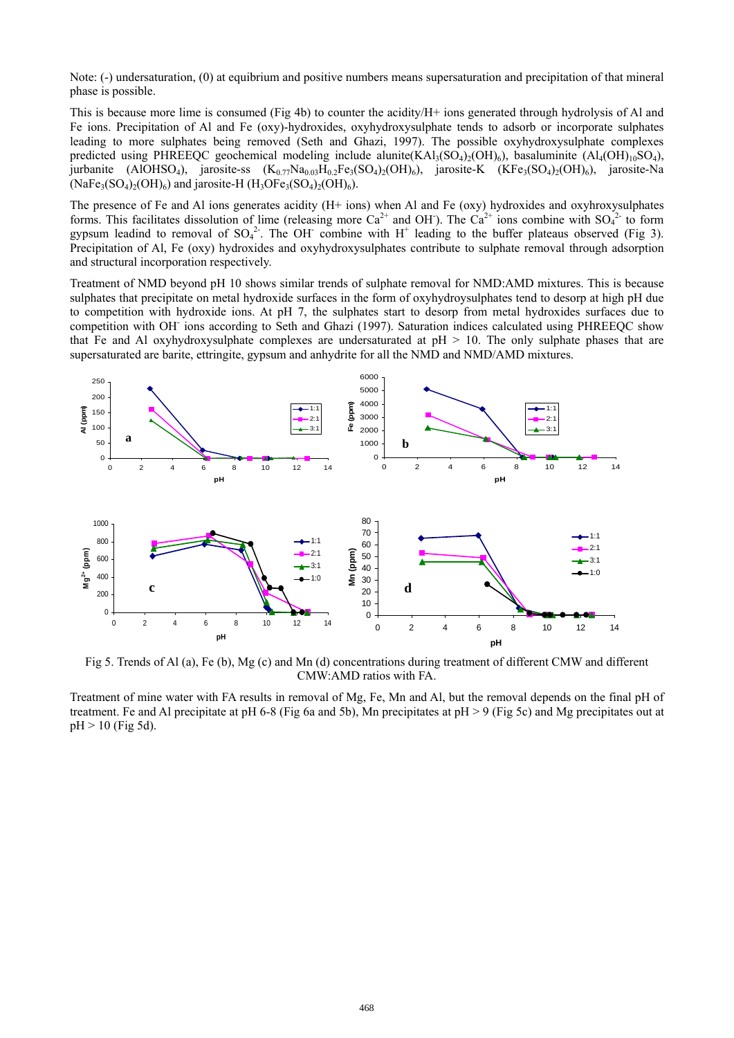Note: (-) undersaturation, (0) at equlibrium and positive numbers means supersaturation and precipitation of that mineral phase is possible.

This is because more lime is consumed (Fig 4b) to counter the acidity/H+ ions generated through hydrolysis of Al and Fe ions. Precipitation of Al and Fe (oxy)-hydroxides, oxyhydroxysulphate tends to adsorb or incorporate sulphates leading to more sulphates being removed (Seth and Ghazi, 1997). The possible oxyhydroxysulphate complexes predicted using PHREEQC geochemical modeling include alunite($KAl_3(SO_4)_2(OH)_6$), basaluminite ($Al_4(OH)_{10}SO_4$), jurbanite ($AlOHSO_4$), jarosite-ss ($K_{0.77}Na_{0.03}H_{0.2}Fe_3(SO_4)_2(OH)_6$), jarosite-K ($KFe_3(SO_4)_2(OH)_6$), jarosite-Na ($NaFe_3(SO_4)_2(OH)_6$) and jarosite-H ($H_3OFe_3(SO_4)_2(OH)_6$).

The presence of Fe and Al ions generates acidity (H+ ions) when Al and Fe (oxy) hydroxides and oxyhroxysulphates forms. This facilitates dissolution of lime (releasing more $Ca^{2+}$ and $OH^-$). The $Ca^{2+}$ ions combine with $SO_4^{2-}$ to form gypsum leadind to removal of $SO_4^{2-}$. The $OH^-$ combine with $H^+$ leading to the buffer plateaus observed (Fig 3). Precipitation of Al, Fe (oxy) hydroxides and oxyhydroxysulphates contribute to sulphate removal through adsorption and structural incorporation respectively.

Treatment of NMD beyond pH 10 shows similar trends of sulphate removal for NMD:AMD mixtures. This is because sulphates that precipitate on metal hydroxide surfaces in the form of oxyhydroysulphates tend to desorp at high pH due to competition with hydroxide ions. At pH 7, the sulphates start to desorp from metal hydroxides surfaces due to competition with $OH^-$ ions according to Seth and Ghazi (1997). Saturation indices calculated using PHREEQC show that Fe and Al oxyhydroxysulphate complexes are undersaturated at pH > 10. The only sulphate phases that are supersaturated are barite, ettringite, gypsum and anhydrite for all the NMD and NMD/AMD mixtures.

Fig 5. Trends of Al (a), Fe (b), Mg (c) and Mn (d) concentrations during treatment of different CMW and different CMW:AMD ratios with FA.

Treatment of mine water with FA results in removal of Mg, Fe, Mn and Al, but the removal depends on the final pH of treatment. Fe and Al precipitate at pH 6-8 (Fig 6a and 5b), Mn precipitates at pH > 9 (Fig 5c) and Mg precipitates out at pH > 10 (Fig 5d).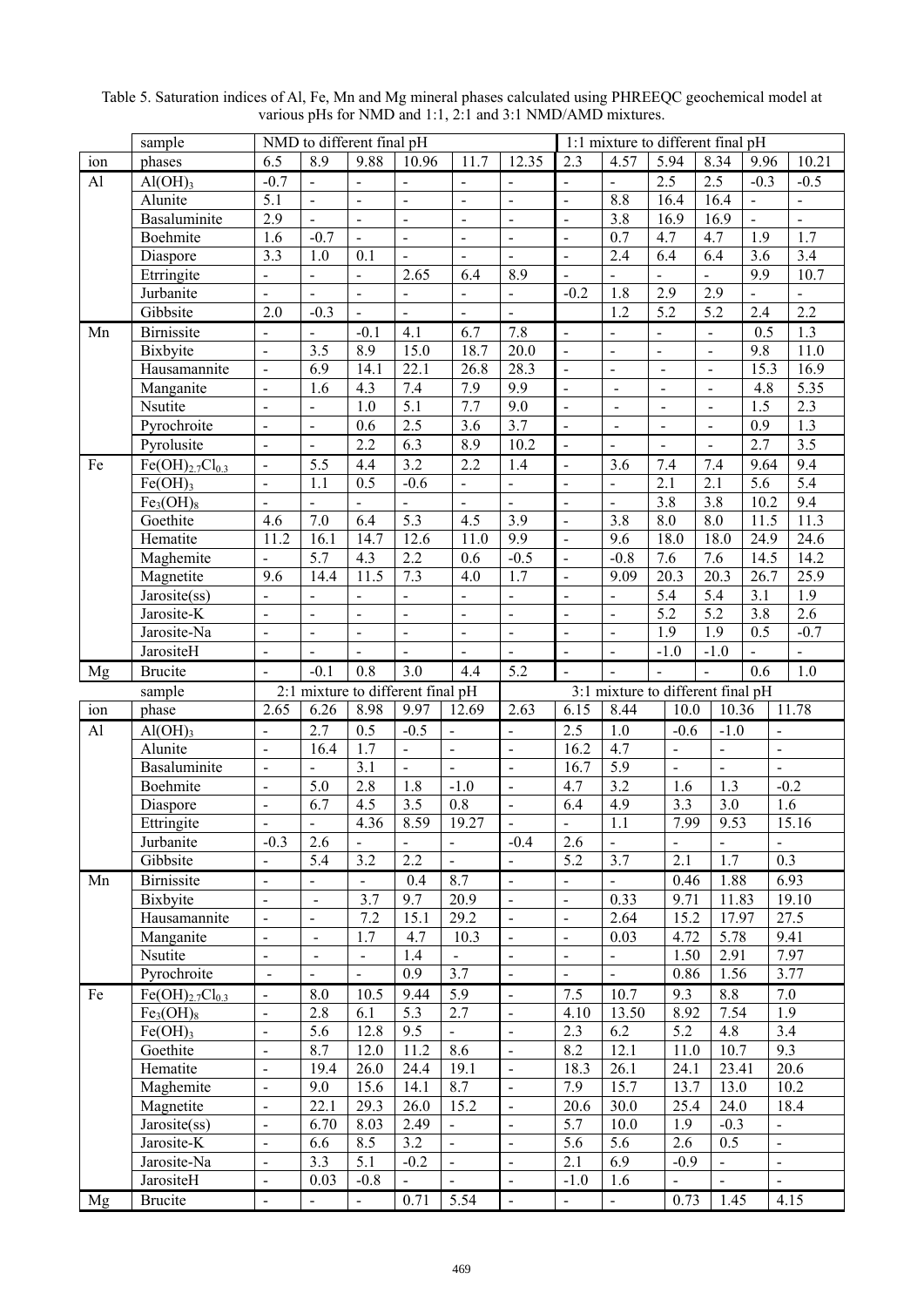Table 5. Saturation indices of Al, Fe, Mn and Mg mineral phases calculated using PHREEQC geochemical model at various pHs for NMD and 1:1, 2:1 and 3:1 NMD/AMD mixtures.

| | sample | NMD to different final pH | | | | | | 1:1 mixture to different final pH | | | | | |
|---|---|---|---|---|---|---|---|---|---|---|---|---|---|
| ion | phases | 6.5 | 8.9 | 9.88 | 10.96 | 11.7 | 12.35 | 2.3 | 4.57 | 5.94 | 8.34 | 9.96 | 10.21 |
| Al | $Al(OH)_3$ | -0.7 | - | - | - | - | - | - | - | 2.5 | 2.5 | -0.3 | -0.5 |
| | Alunite | 5.1 | - | - | - | - | - | - | 8.8 | 16.4 | 16.4 | - | - |
| | Basaluminite | 2.9 | - | - | - | - | - | - | 3.8 | 16.9 | 16.9 | - | - |
| | Boehmite | 1.6 | -0.7 | - | - | - | - | - | 0.7 | 4.7 | 4.7 | 1.9 | 1.7 |
| | Diaspore | 3.3 | 1.0 | 0.1 | - | - | - | - | 2.4 | 6.4 | 6.4 | 3.6 | 3.4 |
| | Etrringite | - | - | - | 2.65 | 6.4 | 8.9 | - | - | - | - | 9.9 | 10.7 |
| | Jurbanite | - | - | - | - | - | - | -0.2 | 1.8 | 2.9 | 2.9 | - | - |
| | Gibbsite | 2.0 | -0.3 | - | - | - | - | | 1.2 | 5.2 | 5.2 | 2.4 | 2.2 |
| Mn | Birnissite | - | - | -0.1 | 4.1 | 6.7 | 7.8 | - | - | - | - | 0.5 | 1.3 |
| | Bixbyite | - | 3.5 | 8.9 | 15.0 | 18.7 | 20.0 | - | - | - | - | 9.8 | 11.0 |
| | Hausamannite | - | 6.9 | 14.1 | 22.1 | 26.8 | 28.3 | - | - | - | - | 15.3 | 16.9 |
| | Manganite | - | 1.6 | 4.3 | 7.4 | 7.9 | 9.9 | - | - | - | - | 4.8 | 5.35 |
| | Nsutite | - | - | 1.0 | 5.1 | 7.7 | 9.0 | - | - | - | - | 1.5 | 2.3 |
| | Pyrochroite | - | - | 0.6 | 2.5 | 3.6 | 3.7 | - | - | - | - | 0.9 | 1.3 |
| | Pyrolusite | - | - | 2.2 | 6.3 | 8.9 | 10.2 | - | - | - | - | 2.7 | 3.5 |
| Fe | $Fe(OH)_{2.7}Cl_{0.3}$ | - | 5.5 | 4.4 | 3.2 | 2.2 | 1.4 | - | 3.6 | 7.4 | 7.4 | 9.64 | 9.4 |
| | $Fe(OH)_3$ | - | 1.1 | 0.5 | -0.6 | - | - | - | - | 2.1 | 2.1 | 5.6 | 5.4 |
| | $Fe_3(OH)_8$ | - | - | - | - | - | - | - | - | 3.8 | 3.8 | 10.2 | 9.4 |
| | Goethite | 4.6 | 7.0 | 6.4 | 5.3 | 4.5 | 3.9 | - | 3.8 | 8.0 | 8.0 | 11.5 | 11.3 |
| | Hematite | 11.2 | 16.1 | 14.7 | 12.6 | 11.0 | 9.9 | - | 9.6 | 18.0 | 18.0 | 24.9 | 24.6 |
| | Maghemite | - | 5.7 | 4.3 | 2.2 | 0.6 | -0.5 | - | -0.8 | 7.6 | 7.6 | 14.5 | 14.2 |
| | Magnetite | 9.6 | 14.4 | 11.5 | 7.3 | 4.0 | 1.7 | - | 9.09 | 20.3 | 20.3 | 26.7 | 25.9 |
| | Jarosite(ss) | - | - | - | - | - | - | - | - | 5.4 | 5.4 | 3.1 | 1.9 |
| | Jarosite-K | - | - | - | - | - | - | - | - | 5.2 | 5.2 | 3.8 | 2.6 |
| | Jarosite-Na | - | - | - | - | - | - | - | - | 1.9 | 1.9 | 0.5 | -0.7 |
| | JarositeH | - | - | - | - | - | - | - | - | -1.0 | -1.0 | - | - |
| Mg | Brucite | - | -0.1 | 0.8 | 3.0 | 4.4 | 5.2 | - | - | - | - | 0.6 | 1.0 |
| | sample | 2:1 mixture to different final pH | | | | | | 3:1 mixture to different final pH | | | | | |
| ion | phase | 2.65 | 6.26 | 8.98 | 9.97 | 12.69 | | 2.63 | 6.15 | 8.44 | 10.0 | 10.36 | 11.78 |
| Al | $Al(OH)_3$ | - | 2.7 | 0.5 | -0.5 | - | | - | 2.5 | 1.0 | -0.6 | -1.0 | - |
| | Alunite | - | 16.4 | 1.7 | - | - | | - | 16.2 | 4.7 | - | - | - |
| | Basaluminite | - | - | 3.1 | - | - | | - | 16.7 | 5.9 | - | - | - |
| | Boehmite | - | 5.0 | 2.8 | 1.8 | -1.0 | | - | 4.7 | 3.2 | 1.6 | 1.3 | -0.2 |
| | Diaspore | - | 6.7 | 4.5 | 3.5 | 0.8 | | - | 6.4 | 4.9 | 3.3 | 3.0 | 1.6 |
| | Ettringite | - | - | 4.36 | 8.59 | 19.27 | | - | - | 1.1 | 7.99 | 9.53 | 15.16 |
| | Jurbanite | -0.3 | 2.6 | - | - | - | | -0.4 | 2.6 | - | - | - | - |
| | Gibbsite | - | 5.4 | 3.2 | 2.2 | - | | - | 5.2 | 3.7 | 2.1 | 1.7 | 0.3 |
| Mn | Birnissite | - | - | - | 0.4 | 8.7 | | - | - | - | 0.46 | 1.88 | 6.93 |
| | Bixbyite | - | - | 3.7 | 9.7 | 20.9 | | - | - | 0.33 | 9.71 | 11.83 | 19.10 |
| | Hausamannite | - | - | 7.2 | 15.1 | 29.2 | | - | - | 2.64 | 15.2 | 17.97 | 27.5 |
| | Manganite | - | - | 1.7 | 4.7 | 10.3 | | - | - | 0.03 | 4.72 | 5.78 | 9.41 |
| | Nsutite | - | - | - | 1.4 | - | | - | - | - | 1.50 | 2.91 | 7.97 |
| | Pyrochroite | - | - | - | 0.9 | 3.7 | | - | - | - | 0.86 | 1.56 | 3.77 |
| Fe | $Fe(OH)_{2.7}Cl_{0.3}$ | - | 8.0 | 10.5 | 9.44 | 5.9 | | - | 7.5 | 10.7 | 9.3 | 8.8 | 7.0 |
| | $Fe_3(OH)_8$ | - | 2.8 | 6.1 | 5.3 | 2.7 | | - | 4.10 | 13.50 | 8.92 | 7.54 | 1.9 |
| | $Fe(OH)_3$ | - | 5.6 | 12.8 | 9.5 | - | | - | 2.3 | 6.2 | 5.2 | 4.8 | 3.4 |
| | Goethite | - | 8.7 | 12.0 | 11.2 | 8.6 | | - | 8.2 | 12.1 | 11.0 | 10.7 | 9.3 |
| | Hematite | - | 19.4 | 26.0 | 24.4 | 19.1 | | - | 18.3 | 26.1 | 24.1 | 23.41 | 20.6 |
| | Maghemite | - | 9.0 | 15.6 | 14.1 | 8.7 | | - | 7.9 | 15.7 | 13.7 | 13.0 | 10.2 |
| | Magnetite | - | 22.1 | 29.3 | 26.0 | 15.2 | | - | 20.6 | 30.0 | 25.4 | 24.0 | 18.4 |
| | Jarosite(ss) | - | 6.70 | 8.03 | 2.49 | - | | - | 5.7 | 10.0 | 1.9 | -0.3 | - |
| | Jarosite-K | - | 6.6 | 8.5 | 3.2 | - | | - | 5.6 | 5.6 | 2.6 | 0.5 | - |
| | Jarosite-Na | - | 3.3 | 5.1 | -0.2 | - | | - | 2.1 | 6.9 | -0.9 | - | - |
| | JarositeH | - | 0.03 | -0.8 | - | - | | - | -1.0 | 1.6 | - | - | - |
| Mg | Brucite | - | - | - | 0.71 | 5.54 | | - | - | - | 0.73 | 1.45 | 4.15 |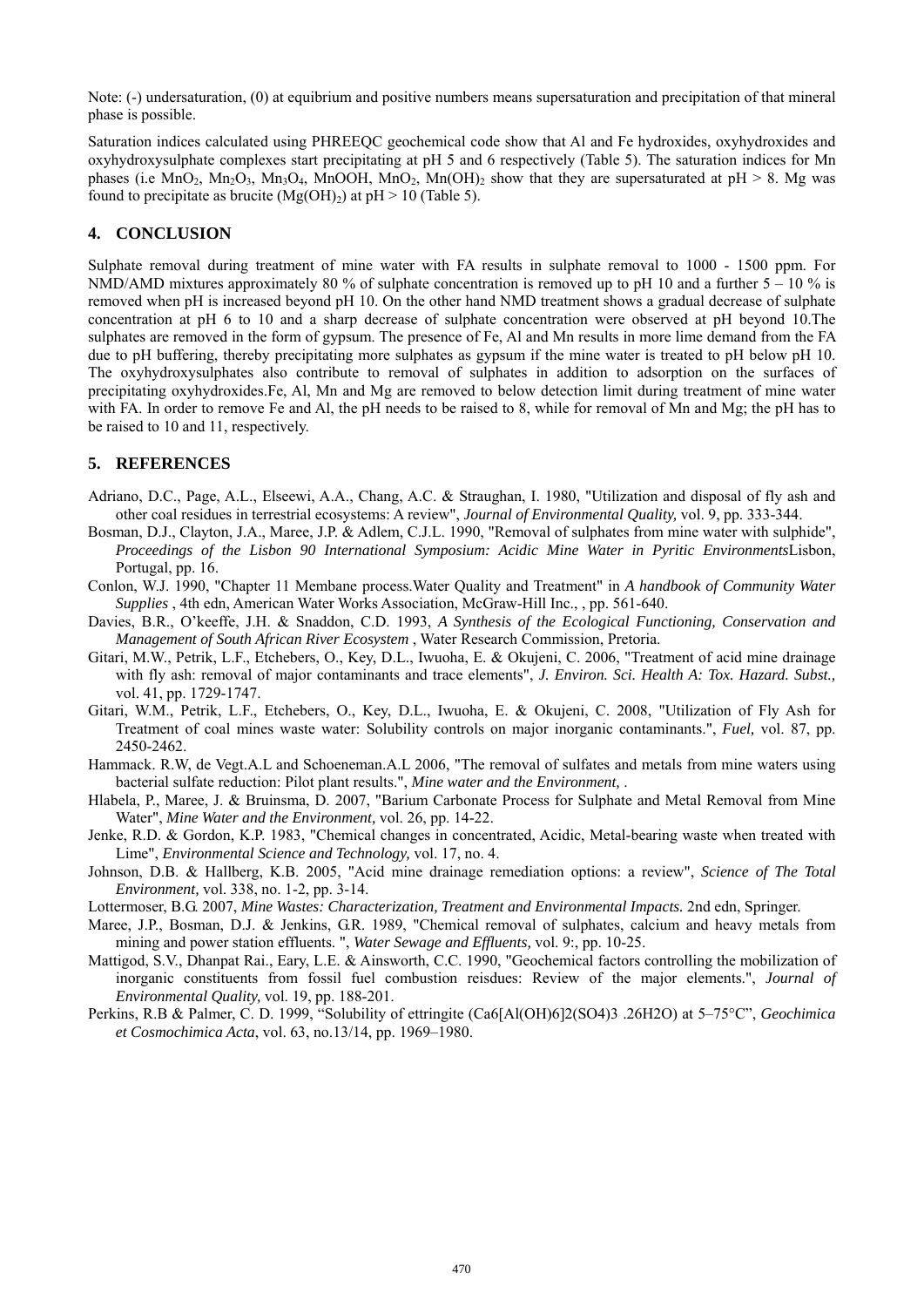Note: (-) undersaturation, (0) at equibrium and positive numbers means supersaturation and precipitation of that mineral phase is possible.

Saturation indices calculated using PHREEQC geochemical code show that Al and Fe hydroxides, oxyhydroxides and oxyhydroxysulphate complexes start precipitating at pH 5 and 6 respectively (Table 5). The saturation indices for Mn phases (i.e $MnO_2$, $Mn_2O_3$, $Mn_3O_4$, MnOOH, $MnO_2$, $Mn(OH)_2$ show that they are supersaturated at pH > 8. Mg was found to precipitate as brucite ($Mg(OH)_2$) at pH > 10 (Table 5).

## 4. CONCLUSION

Sulphate removal during treatment of mine water with FA results in sulphate removal to 1000 - 1500 ppm. For NMD/AMD mixtures approximately 80 % of sulphate concentration is removed up to pH 10 and a further 5 – 10 % is removed when pH is increased beyond pH 10. On the other hand NMD treatment shows a gradual decrease of sulphate concentration at pH 6 to 10 and a sharp decrease of sulphate concentration were observed at pH beyond 10.The sulphates are removed in the form of gypsum. The presence of Fe, Al and Mn results in more lime demand from the FA due to pH buffering, thereby precipitating more sulphates as gypsum if the mine water is treated to pH below pH 10. The oxyhydroxysulphates also contribute to removal of sulphates in addition to adsorption on the surfaces of precipitating oxyhydroxides.Fe, Al, Mn and Mg are removed to below detection limit during treatment of mine water with FA. In order to remove Fe and Al, the pH needs to be raised to 8, while for removal of Mn and Mg; the pH has to be raised to 10 and 11, respectively.

## 5. REFERENCES

Adriano, D.C., Page, A.L., Elseewi, A.A., Chang, A.C. & Straughan, I. 1980, "Utilization and disposal of fly ash and other coal residues in terrestrial ecosystems: A review", *Journal of Environmental Quality,* vol. 9, pp. 333-344.

Bosman, D.J., Clayton, J.A., Maree, J.P. & Adlem, C.J.L. 1990, "Removal of sulphates from mine water with sulphide", *Proceedings of the Lisbon 90 International Symposium: Acidic Mine Water in Pyritic Environments*Lisbon, Portugal, pp. 16.

Conlon, W.J. 1990, "Chapter 11 Membane process.Water Quality and Treatment" in *A handbook of Community Water Supplies* , 4th edn, American Water Works Association, McGraw-Hill Inc., , pp. 561-640.

Davies, B.R., O'keeffe, J.H. & Snaddon, C.D. 1993, *A Synthesis of the Ecological Functioning, Conservation and Management of South African River Ecosystem* , Water Research Commission, Pretoria.

Gitari, M.W., Petrik, L.F., Etchebers, O., Key, D.L., Iwuoha, E. & Okujeni, C. 2006, "Treatment of acid mine drainage with fly ash: removal of major contaminants and trace elements", *J. Environ. Sci. Health A: Tox. Hazard. Subst.,* vol. 41, pp. 1729-1747.

Gitari, W.M., Petrik, L.F., Etchebers, O., Key, D.L., Iwuoha, E. & Okujeni, C. 2008, "Utilization of Fly Ash for Treatment of coal mines waste water: Solubility controls on major inorganic contaminants.", *Fuel,* vol. 87, pp. 2450-2462.

Hammack. R.W, de Vegt.A.L and Schoeneman.A.L 2006, "The removal of sulfates and metals from mine waters using bacterial sulfate reduction: Pilot plant results.", *Mine water and the Environment,* .

Hlabela, P., Maree, J. & Bruinsma, D. 2007, "Barium Carbonate Process for Sulphate and Metal Removal from Mine Water", *Mine Water and the Environment,* vol. 26, pp. 14-22.

Jenke, R.D. & Gordon, K.P. 1983, "Chemical changes in concentrated, Acidic, Metal-bearing waste when treated with Lime", *Environmental Science and Technology,* vol. 17, no. 4.

Johnson, D.B. & Hallberg, K.B. 2005, "Acid mine drainage remediation options: a review", *Science of The Total Environment,* vol. 338, no. 1-2, pp. 3-14.

Lottermoser, B.G. 2007, *Mine Wastes: Characterization, Treatment and Environmental Impacts.* 2nd edn, Springer.

Maree, J.P., Bosman, D.J. & Jenkins, G.R. 1989, "Chemical removal of sulphates, calcium and heavy metals from mining and power station effluents. ", *Water Sewage and Effluents,* vol. 9:, pp. 10-25.

Mattigod, S.V., Dhanpat Rai., Eary, L.E. & Ainsworth, C.C. 1990, "Geochemical factors controlling the mobilization of inorganic constituents from fossil fuel combustion reisdues: Review of the major elements.", *Journal of Environmental Quality,* vol. 19, pp. 188-201.

Perkins, R.B & Palmer, C. D. 1999, "Solubility of ettringite ($Ca_6[Al(OH)_6]_2(SO_4)_3 .26H_2O$) at 5–75°C", *Geochimica et Cosmochimica Acta*, vol. 63, no.13/14, pp. 1969–1980.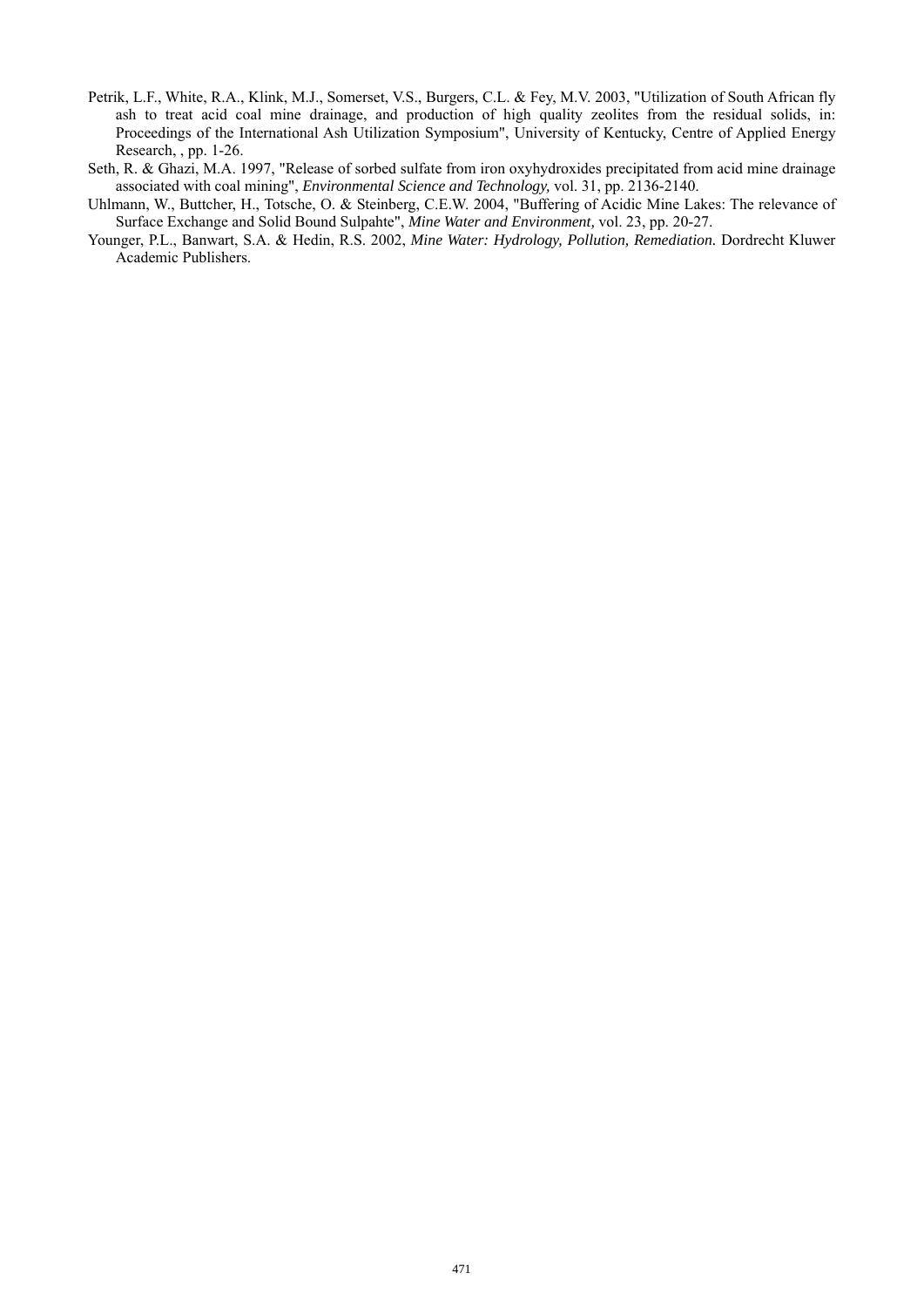Petrik, L.F., White, R.A., Klink, M.J., Somerset, V.S., Burgers, C.L. & Fey, M.V. 2003, "Utilization of South African fly ash to treat acid coal mine drainage, and production of high quality zeolites from the residual solids, in: Proceedings of the International Ash Utilization Symposium", University of Kentucky, Centre of Applied Energy Research, , pp. 1-26.

Seth, R. & Ghazi, M.A. 1997, "Release of sorbed sulfate from iron oxyhydroxides precipitated from acid mine drainage associated with coal mining", *Environmental Science and Technology,* vol. 31, pp. 2136-2140.

Uhlmann, W., Buttcher, H., Totsche, O. & Steinberg, C.E.W. 2004, "Buffering of Acidic Mine Lakes: The relevance of Surface Exchange and Solid Bound Sulpahte", *Mine Water and Environment,* vol. 23, pp. 20-27.

Younger, P.L., Banwart, S.A. & Hedin, R.S. 2002, *Mine Water: Hydrology, Pollution, Remediation.* Dordrecht Kluwer Academic Publishers.